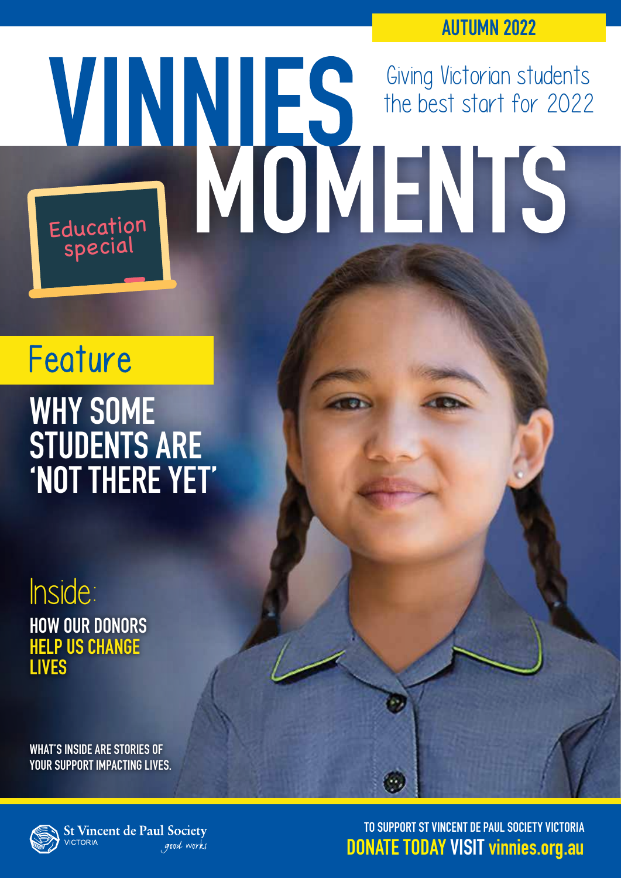AUTUMN 2022

# VINNIES MOMENTS

Giving Victorian students the best start for 2022

Education special

## Feature

## WHY SOME STUDENTS ARE 'NOT THERE YET'

### Inside:

**HOW OUR DONORS HELP US CHANGE LIVES**

**WHAT'S INSIDE ARE STORIES OF YOUR SUPPORT IMPACTING LIVES.**

St Vincent de Paul Society VICTORIA *good works*

**TO SUPPORT ST VINCENT DE PAUL SOCIETY VICTORIA DONATE TODAY VISIT vinnies.org.au**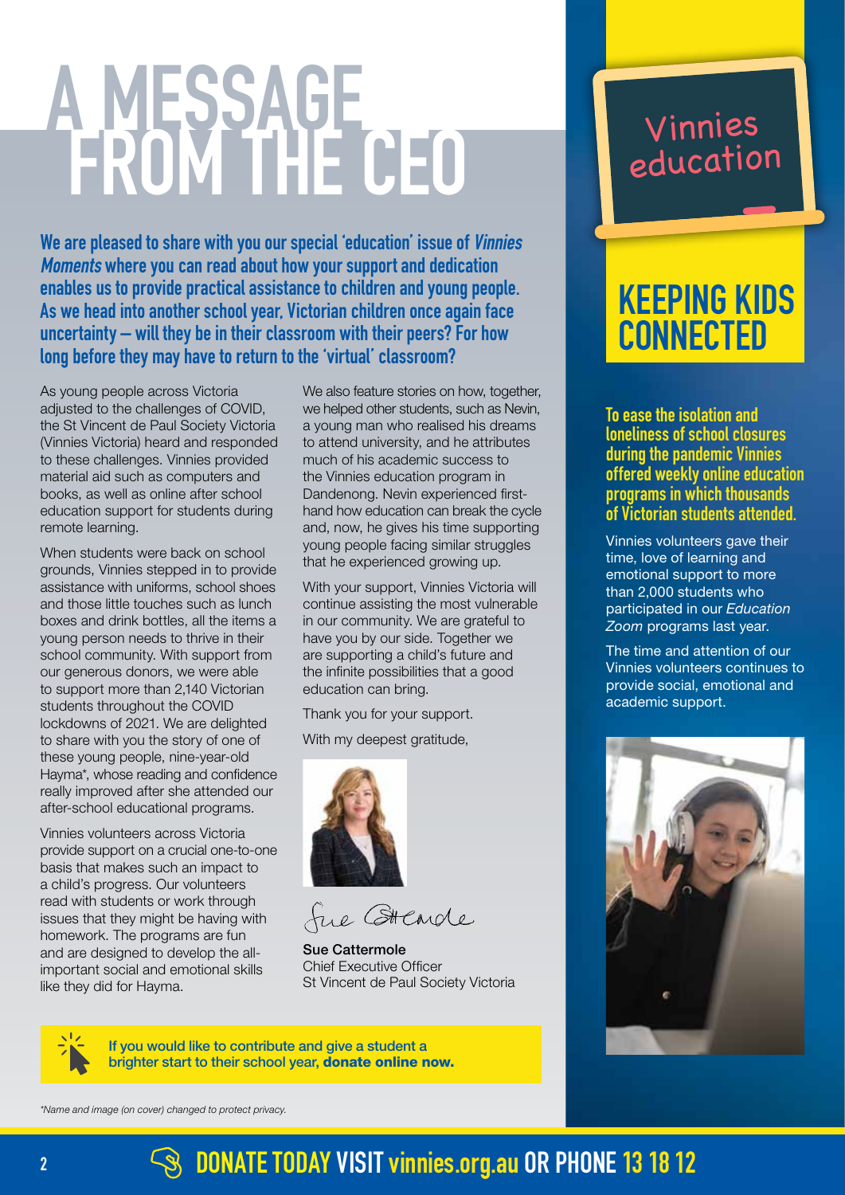# A MESSAGE FROM THE CEO

**We are pleased to share with you our special 'education' issue of *Vinnies Moments* where you can read about how your support and dedication enables us to provide practical assistance to children and young people. As we head into another school year, Victorian children once again face uncertainty – will they be in their classroom with their peers? For how long before they may have to return to the 'virtual' classroom?**

As young people across Victoria adjusted to the challenges of COVID, the St Vincent de Paul Society Victoria (Vinnies Victoria) heard and responded to these challenges. Vinnies provided material aid such as computers and books, as well as online after school education support for students during remote learning.

When students were back on school grounds, Vinnies stepped in to provide assistance with uniforms, school shoes and those little touches such as lunch boxes and drink bottles, all the items a young person needs to thrive in their school community. With support from our generous donors, we were able to support more than 2,140 Victorian students throughout the COVID lockdowns of 2021. We are delighted to share with you the story of one of these young people, nine-year-old Hayma*, whose reading and confidence really improved after she attended our after-school educational programs.

Vinnies volunteers across Victoria provide support on a crucial one-to-one basis that makes such an impact to a child's progress. Our volunteers read with students or work through issues that they might be having with homework. The programs are fun and are designed to develop the all-important social and emotional skills like they did for Hayma.

We also feature stories on how, together, we helped other students, such as Nevin, a young man who realised his dreams to attend university, and he attributes much of his academic success to the Vinnies education program in Dandenong. Nevin experienced first-hand how education can break the cycle and, now, he gives his time supporting young people facing similar struggles that he experienced growing up.

With your support, Vinnies Victoria will continue assisting the most vulnerable in our community. We are grateful to have you by our side. Together we are supporting a child's future and the infinite possibilities that a good education can bring.

Thank you for your support.

With my deepest gratitude,

**Sue Cattermole**
Chief Executive Officer
St Vincent de Paul Society Victoria

**If you would like to contribute and give a student a brighter start to their school year, donate online now.**

*Name and image (on cover) changed to protect privacy.

Vinnies education

## KEEPING KIDS CONNECTED

**To ease the isolation and loneliness of school closures during the pandemic Vinnies offered weekly online education programs in which thousands of Victorian students attended.**

Vinnies volunteers gave their time, love of learning and emotional support to more than 2,000 students who participated in our *Education Zoom* programs last year.

The time and attention of our Vinnies volunteers continues to provide social, emotional and academic support.

**DONATE TODAY VISIT vinnies.org.au OR PHONE 13 18 12**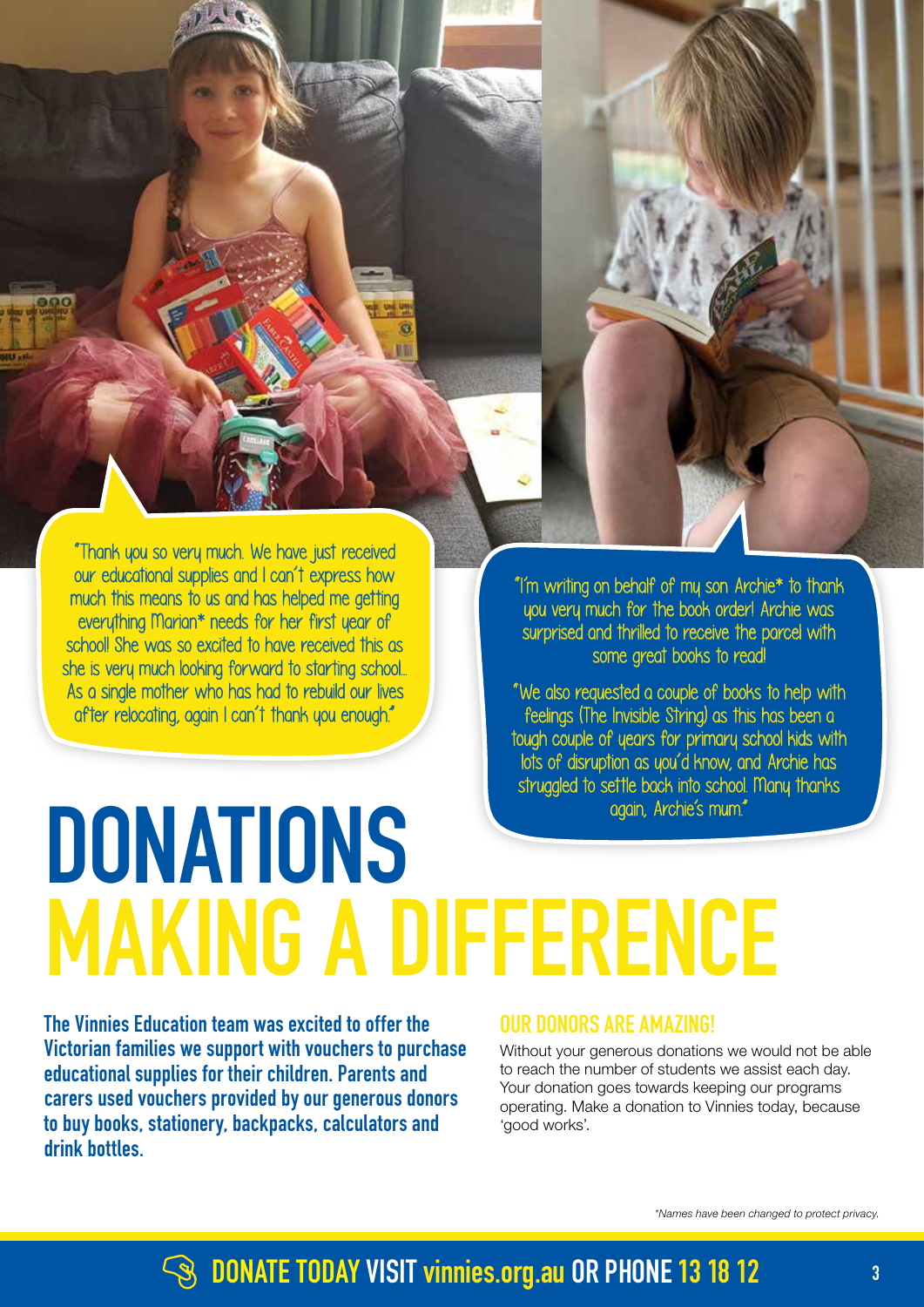"Thank you so very much. We have just received our educational supplies and I can't express how much this means to us and has helped me getting everything Marian* needs for her first year of school! She was so excited to have received this as she is very much looking forward to starting school... As a single mother who has had to rebuild our lives after relocating, again I can't thank you enough."

"I'm writing on behalf of my son Archie* to thank you very much for the book order! Archie was surprised and thrilled to receive the parcel with some great books to read!

"We also requested a couple of books to help with feelings (The Invisible String) as this has been a tough couple of years for primary school kids with lots of disruption as you'd know, and Archie has struggled to settle back into school. Many thanks again, Archie's mum."

# DONATIONS MAKING A DIFFERENCE

**The Vinnies Education team was excited to offer the Victorian families we support with vouchers to purchase educational supplies for their children. Parents and carers used vouchers provided by our generous donors to buy books, stationery, backpacks, calculators and drink bottles.**

## OUR DONORS ARE AMAZING!

Without your generous donations we would not be able to reach the number of students we assist each day. Your donation goes towards keeping our programs operating. Make a donation to Vinnies today, because 'good works'.

*\*Names have been changed to protect privacy.*

**DONATE TODAY VISIT vinnies.org.au OR PHONE 13 18 12**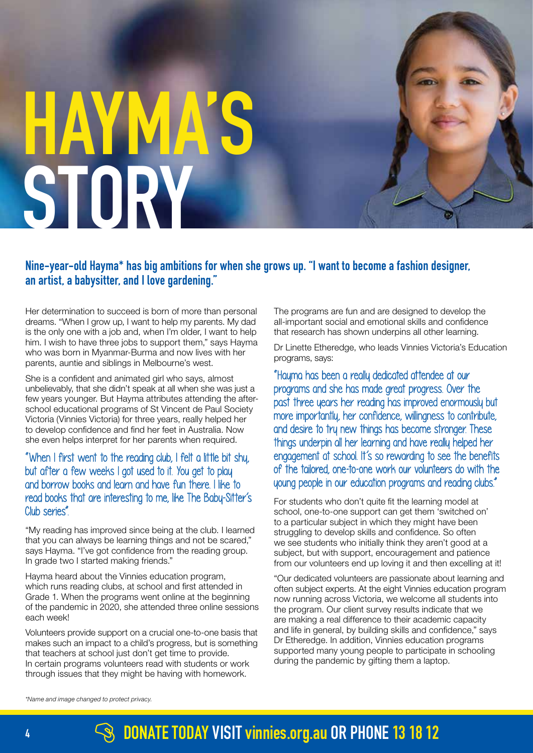# HAYMA'S STORY

**Nine-year-old Hayma* has big ambitions for when she grows up. "I want to become a fashion designer, an artist, a babysitter, and I love gardening."**

Her determination to succeed is born of more than personal dreams. "When I grow up, I want to help my parents. My dad is the only one with a job and, when I'm older, I want to help him. I wish to have three jobs to support them," says Hayma who was born in Myanmar-Burma and now lives with her parents, auntie and siblings in Melbourne's west.

She is a confident and animated girl who says, almost unbelievably, that she didn't speak at all when she was just a few years younger. But Hayma attributes attending the after-school educational programs of St Vincent de Paul Society Victoria (Vinnies Victoria) for three years, really helped her to develop confidence and find her feet in Australia. Now she even helps interpret for her parents when required.

"When I first went to the reading club, I felt a little bit shy, but after a few weeks I got used to it. You get to play and borrow books and learn and have fun there. I like to read books that are interesting to me, like The Baby-Sitter's Club series".

"My reading has improved since being at the club. I learned that you can always be learning things and not be scared," says Hayma. "I've got confidence from the reading group. In grade two I started making friends."

Hayma heard about the Vinnies education program, which runs reading clubs, at school and first attended in Grade 1. When the programs went online at the beginning of the pandemic in 2020, she attended three online sessions each week!

Volunteers provide support on a crucial one-to-one basis that makes such an impact to a child's progress, but is something that teachers at school just don't get time to provide. In certain programs volunteers read with students or work through issues that they might be having with homework.

The programs are fun and are designed to develop the all-important social and emotional skills and confidence that research has shown underpins all other learning.

Dr Linette Etheredge, who leads Vinnies Victoria's Education programs, says:

"Hayma has been a really dedicated attendee at our programs and she has made great progress. Over the past three years her reading has improved enormously but more importantly, her confidence, willingness to contribute, and desire to try new things has become stronger. These things underpin all her learning and have really helped her engagement at school. It's so rewarding to see the benefits of the tailored, one-to-one work our volunteers do with the young people in our education programs and reading clubs."

For students who don't quite fit the learning model at school, one-to-one support can get them 'switched on' to a particular subject in which they might have been struggling to develop skills and confidence. So often we see students who initially think they aren't good at a subject, but with support, encouragement and patience from our volunteers end up loving it and then excelling at it!

"Our dedicated volunteers are passionate about learning and often subject experts. At the eight Vinnies education program now running across Victoria, we welcome all students into the program. Our client survey results indicate that we are making a real difference to their academic capacity and life in general, by building skills and confidence," says Dr Etheredge. In addition, Vinnies education programs supported many young people to participate in schooling during the pandemic by gifting them a laptop.

*Name and image changed to protect privacy.*

**DONATE TODAY VISIT vinnies.org.au OR PHONE 13 18 12**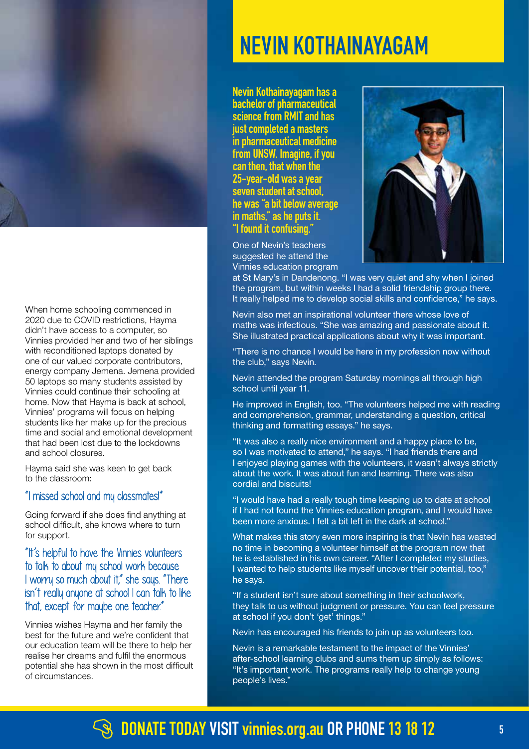When home schooling commenced in 2020 due to COVID restrictions, Hayma didn't have access to a computer, so Vinnies provided her and two of her siblings with reconditioned laptops donated by one of our valued corporate contributors, energy company Jemena. Jemena provided 50 laptops so many students assisted by Vinnies could continue their schooling at home. Now that Hayma is back at school, Vinnies' programs will focus on helping students like her make up for the precious time and social and emotional development that had been lost due to the lockdowns and school closures.

Hayma said she was keen to get back to the classroom:

"I missed school and my classmates!"

Going forward if she does find anything at school difficult, she knows where to turn for support.

"It's helpful to have the Vinnies volunteers to talk to about my school work because I worry so much about it," she says. "There isn't really anyone at school I can talk to like that, except for maybe one teacher."

Vinnies wishes Hayma and her family the best for the future and we're confident that our education team will be there to help her realise her dreams and fulfil the enormous potential she has shown in the most difficult of circumstances.

# NEVIN KOTHAINAYAGAM

**Nevin Kothainayagam has a bachelor of pharmaceutical science from RMIT and has just completed a masters in pharmaceutical medicine from UNSW. Imagine, if you can then, that when the 25-year-old was a year seven student at school, he was "a bit below average in maths," as he puts it. "I found it confusing."**

One of Nevin's teachers suggested he attend the Vinnies education program at St Mary's in Dandenong. "I was very quiet and shy when I joined the program, but within weeks I had a solid friendship group there. It really helped me to develop social skills and confidence," he says.

Nevin also met an inspirational volunteer there whose love of maths was infectious. "She was amazing and passionate about it. She illustrated practical applications about why it was important.

"There is no chance I would be here in my profession now without the club," says Nevin.

Nevin attended the program Saturday mornings all through high school until year 11.

He improved in English, too. "The volunteers helped me with reading and comprehension, grammar, understanding a question, critical thinking and formatting essays." he says.

"It was also a really nice environment and a happy place to be, so I was motivated to attend," he says. "I had friends there and I enjoyed playing games with the volunteers, it wasn't always strictly about the work. It was about fun and learning. There was also cordial and biscuits!

"I would have had a really tough time keeping up to date at school if I had not found the Vinnies education program, and I would have been more anxious. I felt a bit left in the dark at school."

What makes this story even more inspiring is that Nevin has wasted no time in becoming a volunteer himself at the program now that he is established in his own career. "After I completed my studies, I wanted to help students like myself uncover their potential, too," he says.

"If a student isn't sure about something in their schoolwork, they talk to us without judgment or pressure. You can feel pressure at school if you don't 'get' things."

Nevin has encouraged his friends to join up as volunteers too.

Nevin is a remarkable testament to the impact of the Vinnies' after-school learning clubs and sums them up simply as follows: "It's important work. The programs really help to change young people's lives."

**DONATE TODAY VISIT vinnies.org.au OR PHONE 13 18 12**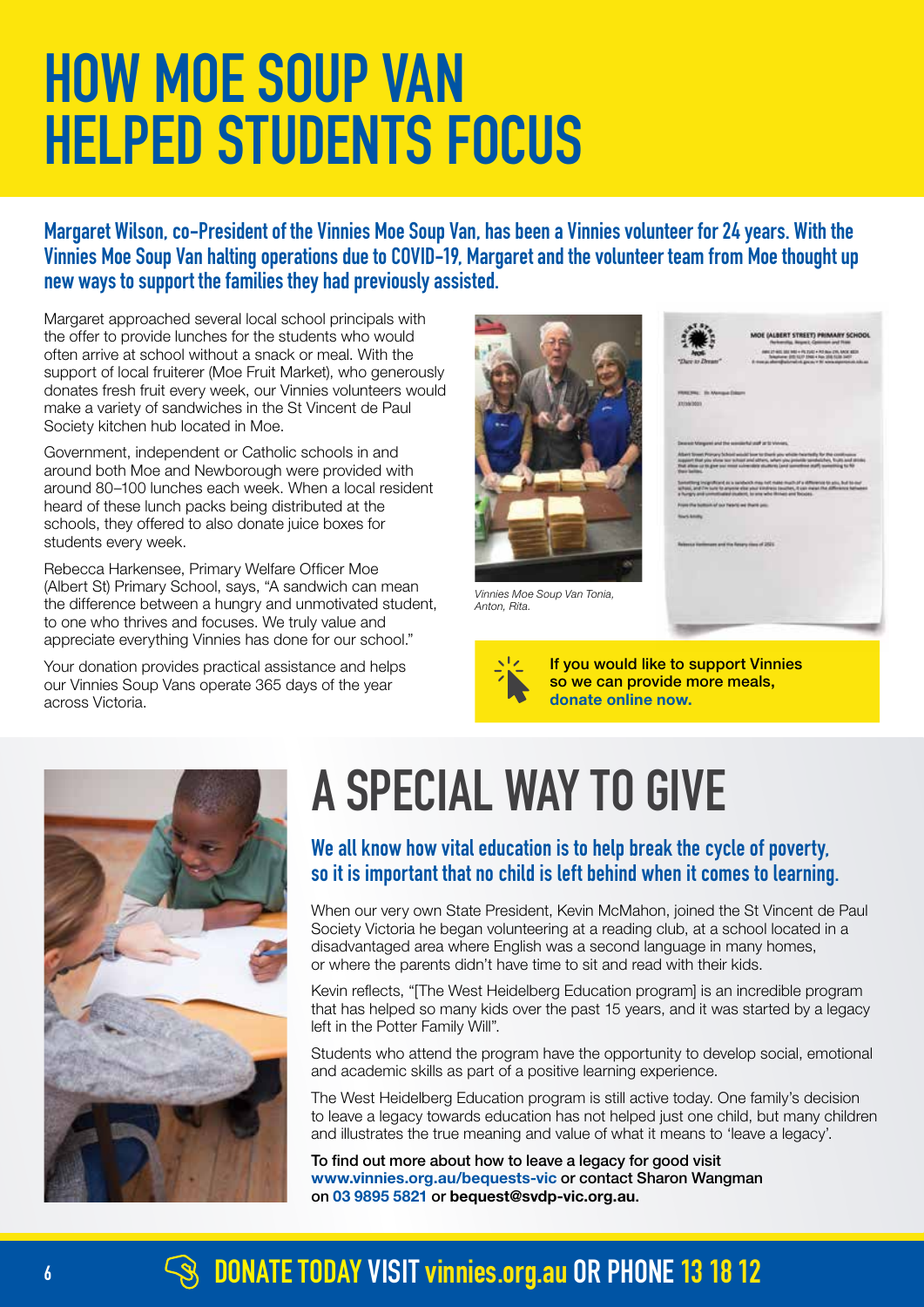# HOW MOE SOUP VAN HELPED STUDENTS FOCUS

**Margaret Wilson, co-President of the Vinnies Moe Soup Van, has been a Vinnies volunteer for 24 years. With the Vinnies Moe Soup Van halting operations due to COVID-19, Margaret and the volunteer team from Moe thought up new ways to support the families they had previously assisted.**

Margaret approached several local school principals with the offer to provide lunches for the students who would often arrive at school without a snack or meal. With the support of local fruiterer (Moe Fruit Market), who generously donates fresh fruit every week, our Vinnies volunteers would make a variety of sandwiches in the St Vincent de Paul Society kitchen hub located in Moe.

Government, independent or Catholic schools in and around both Moe and Newborough were provided with around 80–100 lunches each week. When a local resident heard of these lunch packs being distributed at the schools, they offered to also donate juice boxes for students every week.

Rebecca Harkensee, Primary Welfare Officer Moe (Albert St) Primary School, says, "A sandwich can mean the difference between a hungry and unmotivated student, to one who thrives and focuses. We truly value and appreciate everything Vinnies has done for our school."

Your donation provides practical assistance and helps our Vinnies Soup Vans operate 365 days of the year across Victoria.

*Vinnies Moe Soup Van Tonia, Anton, Rita.*

**If you would like to support Vinnies so we can provide more meals, donate online now.**

# A SPECIAL WAY TO GIVE

**We all know how vital education is to help break the cycle of poverty, so it is important that no child is left behind when it comes to learning.**

When our very own State President, Kevin McMahon, joined the St Vincent de Paul Society Victoria he began volunteering at a reading club, at a school located in a disadvantaged area where English was a second language in many homes, or where the parents didn't have time to sit and read with their kids.

Kevin reflects, "[The West Heidelberg Education program] is an incredible program that has helped so many kids over the past 15 years, and it was started by a legacy left in the Potter Family Will".

Students who attend the program have the opportunity to develop social, emotional and academic skills as part of a positive learning experience.

The West Heidelberg Education program is still active today. One family's decision to leave a legacy towards education has not helped just one child, but many children and illustrates the true meaning and value of what it means to 'leave a legacy'.

**To find out more about how to leave a legacy for good visit www.vinnies.org.au/bequests-vic or contact Sharon Wangman on 03 9895 5821 or bequest@svdp-vic.org.au.**

**DONATE TODAY VISIT vinnies.org.au OR PHONE 13 18 12**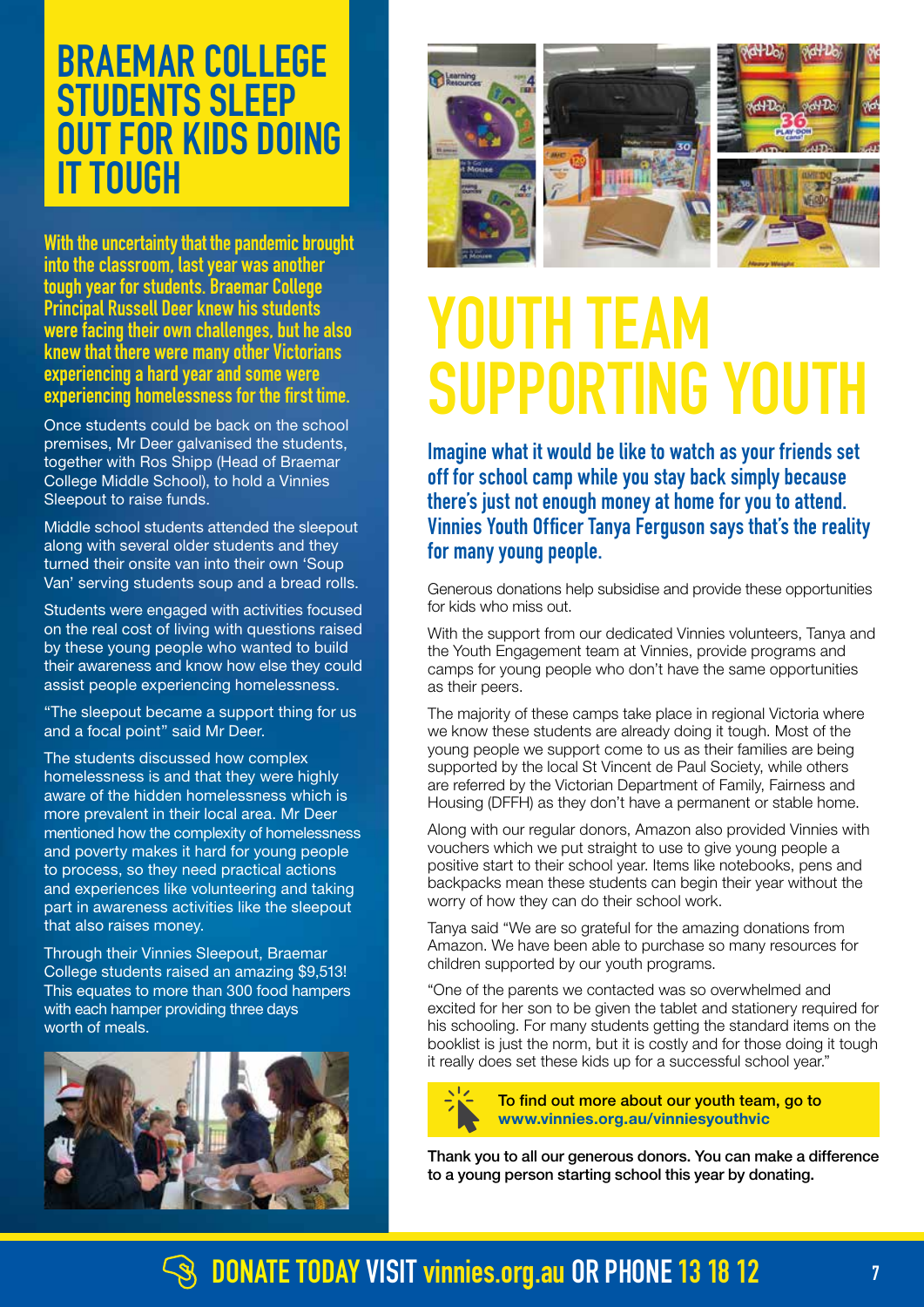# BRAEMAR COLLEGE STUDENTS SLEEP OUT FOR KIDS DOING IT TOUGH

**With the uncertainty that the pandemic brought into the classroom, last year was another tough year for students. Braemar College Principal Russell Deer knew his students were facing their own challenges, but he also knew that there were many other Victorians experiencing a hard year and some were experiencing homelessness for the first time.**

Once students could be back on the school premises, Mr Deer galvanised the students, together with Ros Shipp (Head of Braemar College Middle School), to hold a Vinnies Sleepout to raise funds.

Middle school students attended the sleepout along with several older students and they turned their onsite van into their own 'Soup Van' serving students soup and a bread rolls.

Students were engaged with activities focused on the real cost of living with questions raised by these young people who wanted to build their awareness and know how else they could assist people experiencing homelessness.

"The sleepout became a support thing for us and a focal point" said Mr Deer.

The students discussed how complex homelessness is and that they were highly aware of the hidden homelessness which is more prevalent in their local area. Mr Deer mentioned how the complexity of homelessness and poverty makes it hard for young people to process, so they need practical actions and experiences like volunteering and taking part in awareness activities like the sleepout that also raises money.

Through their Vinnies Sleepout, Braemar College students raised an amazing $9,513! This equates to more than 300 food hampers with each hamper providing three days worth of meals.

# YOUTH TEAM SUPPORTING YOUTH

**Imagine what it would be like to watch as your friends set off for school camp while you stay back simply because there's just not enough money at home for you to attend. Vinnies Youth Officer Tanya Ferguson says that's the reality for many young people.**

Generous donations help subsidise and provide these opportunities for kids who miss out.

With the support from our dedicated Vinnies volunteers, Tanya and the Youth Engagement team at Vinnies, provide programs and camps for young people who don't have the same opportunities as their peers.

The majority of these camps take place in regional Victoria where we know these students are already doing it tough. Most of the young people we support come to us as their families are being supported by the local St Vincent de Paul Society, while others are referred by the Victorian Department of Family, Fairness and Housing (DFFH) as they don't have a permanent or stable home.

Along with our regular donors, Amazon also provided Vinnies with vouchers which we put straight to use to give young people a positive start to their school year. Items like notebooks, pens and backpacks mean these students can begin their year without the worry of how they can do their school work.

Tanya said "We are so grateful for the amazing donations from Amazon. We have been able to purchase so many resources for children supported by our youth programs.

"One of the parents we contacted was so overwhelmed and excited for her son to be given the tablet and stationery required for his schooling. For many students getting the standard items on the booklist is just the norm, but it is costly and for those doing it tough it really does set these kids up for a successful school year."

**To find out more about our youth team, go to www.vinnies.org.au/vinniesyouthvic**

**Thank you to all our generous donors. You can make a difference to a young person starting school this year by donating.**

**DONATE TODAY VISIT vinnies.org.au OR PHONE 13 18 12**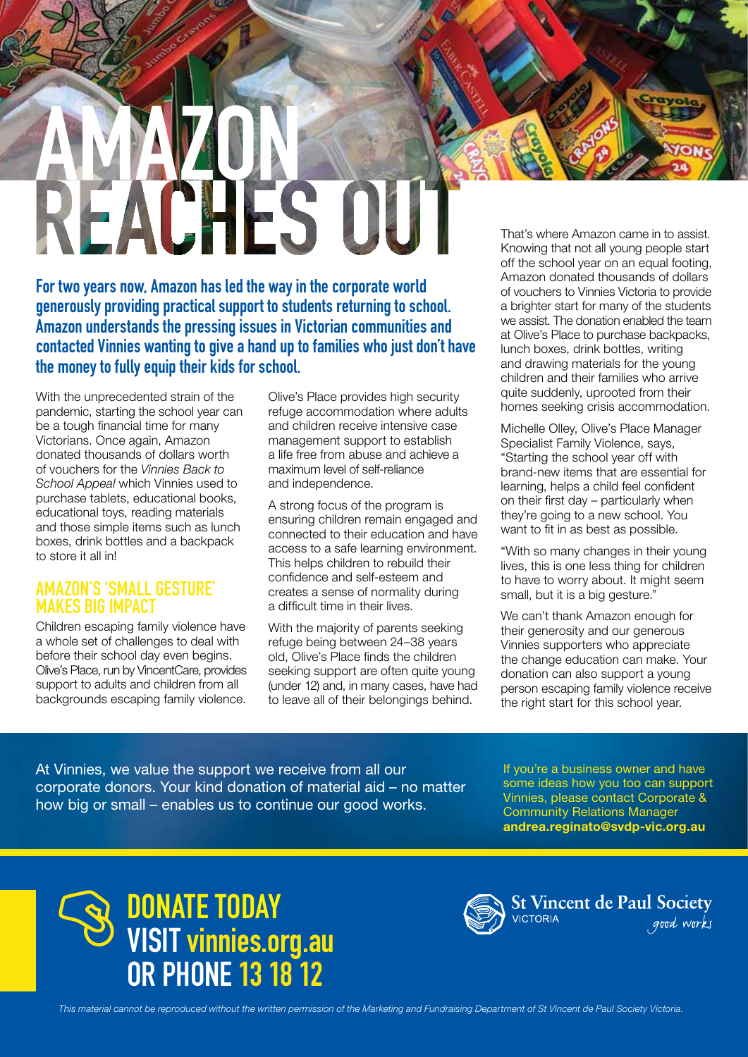# AMAZON REACHES OUT

**For two years now, Amazon has led the way in the corporate world generously providing practical support to students returning to school. Amazon understands the pressing issues in Victorian communities and contacted Vinnies wanting to give a hand up to families who just don't have the money to fully equip their kids for school.**

With the unprecedented strain of the pandemic, starting the school year can be a tough financial time for many Victorians. Once again, Amazon donated thousands of dollars worth of vouchers for the *Vinnies Back to School Appeal* which Vinnies used to purchase tablets, educational books, educational toys, reading materials and those simple items such as lunch boxes, drink bottles and a backpack to store it all in!

## AMAZON'S 'SMALL GESTURE' MAKES BIG IMPACT

Children escaping family violence have a whole set of challenges to deal with before their school day even begins. Olive's Place, run by VincentCare, provides support to adults and children from all backgrounds escaping family violence.

Olive's Place provides high security refuge accommodation where adults and children receive intensive case management support to establish a life free from abuse and achieve a maximum level of self-reliance and independence.

A strong focus of the program is ensuring children remain engaged and connected to their education and have access to a safe learning environment. This helps children to rebuild their confidence and self-esteem and creates a sense of normality during a difficult time in their lives.

With the majority of parents seeking refuge being between 24–38 years old, Olive's Place finds the children seeking support are often quite young (under 12) and, in many cases, have had to leave all of their belongings behind.

That's where Amazon came in to assist. Knowing that not all young people start off the school year on an equal footing, Amazon donated thousands of dollars of vouchers to Vinnies Victoria to provide a brighter start for many of the students we assist. The donation enabled the team at Olive's Place to purchase backpacks, lunch boxes, drink bottles, writing and drawing materials for the young children and their families who arrive quite suddenly, uprooted from their homes seeking crisis accommodation.

Michelle Olley, Olive's Place Manager Specialist Family Violence, says, "Starting the school year off with brand-new items that are essential for learning, helps a child feel confident on their first day – particularly when they're going to a new school. You want to fit in as best as possible.

"With so many changes in their young lives, this is one less thing for children to have to worry about. It might seem small, but it is a big gesture."

We can't thank Amazon enough for their generosity and our generous Vinnies supporters who appreciate the change education can make. Your donation can also support a young person escaping family violence receive the right start for this school year.

At Vinnies, we value the support we receive from all our corporate donors. Your kind donation of material aid – no matter how big or small – enables us to continue our good works.

If you're a business owner and have some ideas how you too can support Vinnies, please contact Corporate & Community Relations Manager **andrea.reginato@svdp-vic.org.au**

## DONATE TODAY VISIT vinnies.org.au OR PHONE 13 18 12

St Vincent de Paul Society VICTORIA *good works*

*This material cannot be reproduced without the written permission of the Marketing and Fundraising Department of St Vincent de Paul Society Victoria.*